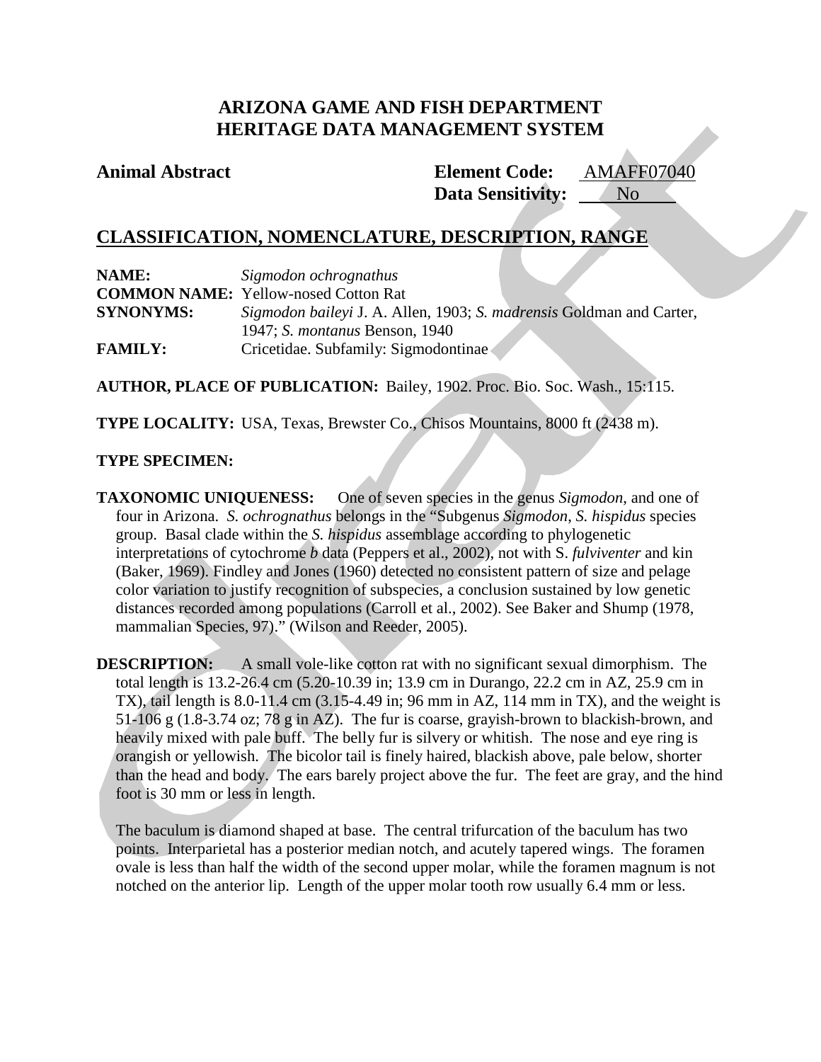# ARIZONA GAME AND FISH DEPARTMENT
# HERITAGE DATA MANAGEMENT SYSTEM

**Animal Abstract**

**Element Code:** AMAFF07040
**Data Sensitivity:** No

## CLASSIFICATION, NOMENCLATURE, DESCRIPTION, RANGE

**NAME:** *Sigmodon ochrognathus*
**COMMON NAME:** Yellow-nosed Cotton Rat
**SYNONYMS:** *Sigmodon baileyi* J. A. Allen, 1903; *S. madrensis* Goldman and Carter, 1947; *S. montanus* Benson, 1940
**FAMILY:** Cricetidae. Subfamily: Sigmodontinae

**AUTHOR, PLACE OF PUBLICATION:** Bailey, 1902. Proc. Bio. Soc. Wash., 15:115.

**TYPE LOCALITY:** USA, Texas, Brewster Co., Chisos Mountains, 8000 ft (2438 m).

**TYPE SPECIMEN:**

**TAXONOMIC UNIQUENESS:** One of seven species in the genus *Sigmodon*, and one of four in Arizona. *S. ochrognathus* belongs in the "Subgenus *Sigmodon*, *S. hispidus* species group. Basal clade within the *S. hispidus* assemblage according to phylogenetic interpretations of cytochrome *b* data (Peppers et al., 2002), not with S. *fulviventer* and kin (Baker, 1969). Findley and Jones (1960) detected no consistent pattern of size and pelage color variation to justify recognition of subspecies, a conclusion sustained by low genetic distances recorded among populations (Carroll et al., 2002). See Baker and Shump (1978, mammalian Species, 97)." (Wilson and Reeder, 2005).

**DESCRIPTION:** A small vole-like cotton rat with no significant sexual dimorphism. The total length is 13.2-26.4 cm (5.20-10.39 in; 13.9 cm in Durango, 22.2 cm in AZ, 25.9 cm in TX), tail length is 8.0-11.4 cm (3.15-4.49 in; 96 mm in AZ, 114 mm in TX), and the weight is 51-106 g (1.8-3.74 oz; 78 g in AZ). The fur is coarse, grayish-brown to blackish-brown, and heavily mixed with pale buff. The belly fur is silvery or whitish. The nose and eye ring is orangish or yellowish. The bicolor tail is finely haired, blackish above, pale below, shorter than the head and body. The ears barely project above the fur. The feet are gray, and the hind foot is 30 mm or less in length.

The baculum is diamond shaped at base. The central trifurcation of the baculum has two points. Interparietal has a posterior median notch, and acutely tapered wings. The foramen ovale is less than half the width of the second upper molar, while the foramen magnum is not notched on the anterior lip. Length of the upper molar tooth row usually 6.4 mm or less.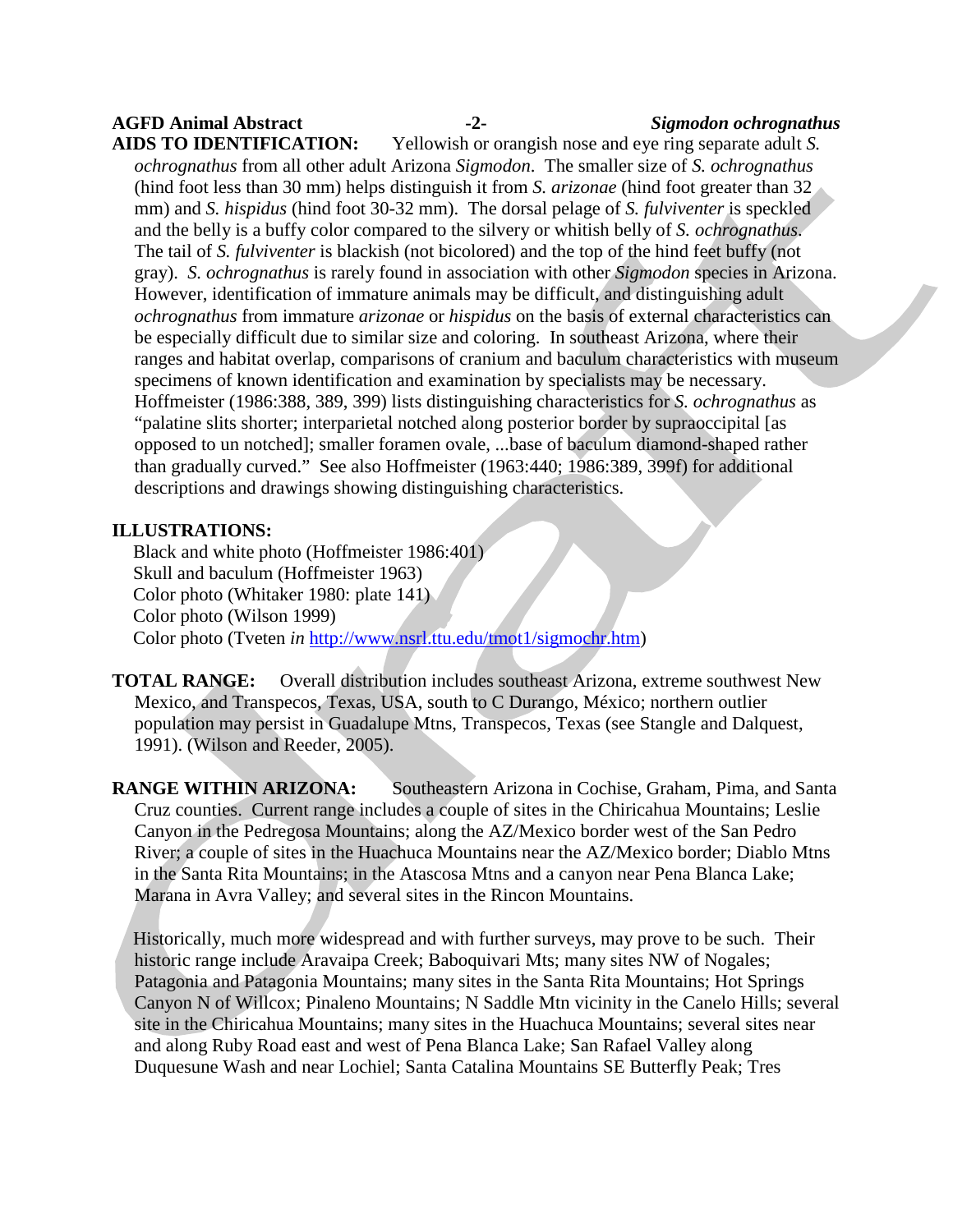**AIDS TO IDENTIFICATION:** Yellowish or orangish nose and eye ring separate adult *S. ochrognathus* from all other adult Arizona *Sigmodon*. The smaller size of *S. ochrognathus* (hind foot less than 30 mm) helps distinguish it from *S. arizonae* (hind foot greater than 32 mm) and *S. hispidus* (hind foot 30-32 mm). The dorsal pelage of *S. fulviventer* is speckled and the belly is a buffy color compared to the silvery or whitish belly of *S. ochrognathus*. The tail of *S. fulviventer* is blackish (not bicolored) and the top of the hind feet buffy (not gray). *S. ochrognathus* is rarely found in association with other *Sigmodon* species in Arizona. However, identification of immature animals may be difficult, and distinguishing adult *ochrognathus* from immature *arizonae* or *hispidus* on the basis of external characteristics can be especially difficult due to similar size and coloring. In southeast Arizona, where their ranges and habitat overlap, comparisons of cranium and baculum characteristics with museum specimens of known identification and examination by specialists may be necessary. Hoffmeister (1986:388, 389, 399) lists distinguishing characteristics for *S. ochrognathus* as "palatine slits shorter; interparietal notched along posterior border by supraoccipital [as opposed to un notched]; smaller foramen ovale, ...base of baculum diamond-shaped rather than gradually curved." See also Hoffmeister (1963:440; 1986:389, 399f) for additional descriptions and drawings showing distinguishing characteristics.

**ILLUSTRATIONS:**

Black and white photo (Hoffmeister 1986:401)
Skull and baculum (Hoffmeister 1963)
Color photo (Whitaker 1980: plate 141)
Color photo (Wilson 1999)
Color photo (Tveten *in* http://www.nsrl.ttu.edu/tmot1/sigmochr.htm)

**TOTAL RANGE:** Overall distribution includes southeast Arizona, extreme southwest New Mexico, and Transpecos, Texas, USA, south to C Durango, México; northern outlier population may persist in Guadalupe Mtns, Transpecos, Texas (see Stangle and Dalquest, 1991). (Wilson and Reeder, 2005).

**RANGE WITHIN ARIZONA:** Southeastern Arizona in Cochise, Graham, Pima, and Santa Cruz counties. Current range includes a couple of sites in the Chiricahua Mountains; Leslie Canyon in the Pedregosa Mountains; along the AZ/Mexico border west of the San Pedro River; a couple of sites in the Huachuca Mountains near the AZ/Mexico border; Diablo Mtns in the Santa Rita Mountains; in the Atascosa Mtns and a canyon near Pena Blanca Lake; Marana in Avra Valley; and several sites in the Rincon Mountains.

Historically, much more widespread and with further surveys, may prove to be such. Their historic range include Aravaipa Creek; Baboquivari Mts; many sites NW of Nogales; Patagonia and Patagonia Mountains; many sites in the Santa Rita Mountains; Hot Springs Canyon N of Willcox; Pinaleno Mountains; N Saddle Mtn vicinity in the Canelo Hills; several site in the Chiricahua Mountains; many sites in the Huachuca Mountains; several sites near and along Ruby Road east and west of Pena Blanca Lake; San Rafael Valley along Duquesune Wash and near Lochiel; Santa Catalina Mountains SE Butterfly Peak; Tres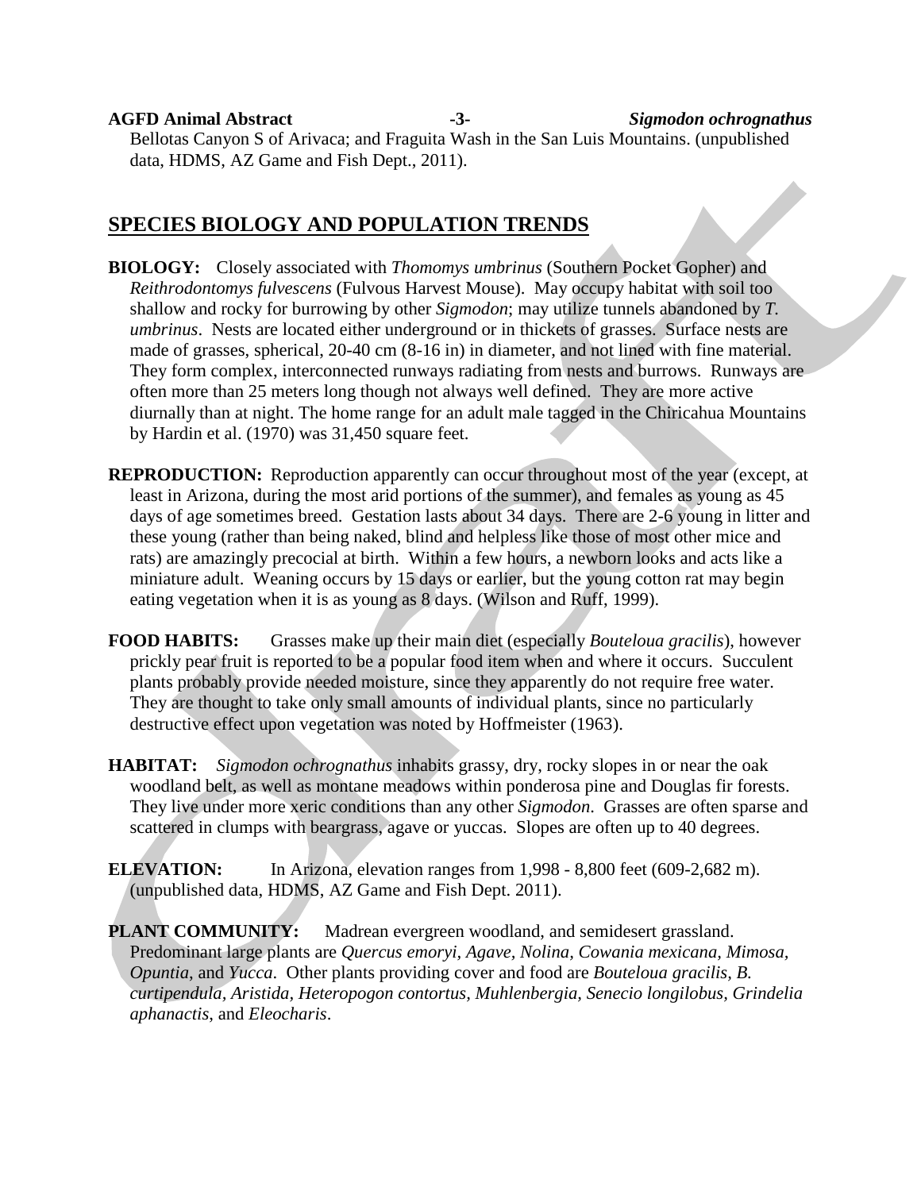Bellotas Canyon S of Arivaca; and Fraguita Wash in the San Luis Mountains. (unpublished data, HDMS, AZ Game and Fish Dept., 2011).

## SPECIES BIOLOGY AND POPULATION TRENDS

**BIOLOGY:** Closely associated with *Thomomys umbrinus* (Southern Pocket Gopher) and *Reithrodontomys fulvescens* (Fulvous Harvest Mouse). May occupy habitat with soil too shallow and rocky for burrowing by other *Sigmodon*; may utilize tunnels abandoned by *T. umbrinus*. Nests are located either underground or in thickets of grasses. Surface nests are made of grasses, spherical, 20-40 cm (8-16 in) in diameter, and not lined with fine material. They form complex, interconnected runways radiating from nests and burrows. Runways are often more than 25 meters long though not always well defined. They are more active diurnally than at night. The home range for an adult male tagged in the Chiricahua Mountains by Hardin et al. (1970) was 31,450 square feet.

**REPRODUCTION:** Reproduction apparently can occur throughout most of the year (except, at least in Arizona, during the most arid portions of the summer), and females as young as 45 days of age sometimes breed. Gestation lasts about 34 days. There are 2-6 young in litter and these young (rather than being naked, blind and helpless like those of most other mice and rats) are amazingly precocial at birth. Within a few hours, a newborn looks and acts like a miniature adult. Weaning occurs by 15 days or earlier, but the young cotton rat may begin eating vegetation when it is as young as 8 days. (Wilson and Ruff, 1999).

**FOOD HABITS:** Grasses make up their main diet (especially *Bouteloua gracilis*), however prickly pear fruit is reported to be a popular food item when and where it occurs. Succulent plants probably provide needed moisture, since they apparently do not require free water. They are thought to take only small amounts of individual plants, since no particularly destructive effect upon vegetation was noted by Hoffmeister (1963).

**HABITAT:** *Sigmodon ochrognathus* inhabits grassy, dry, rocky slopes in or near the oak woodland belt, as well as montane meadows within ponderosa pine and Douglas fir forests. They live under more xeric conditions than any other *Sigmodon*. Grasses are often sparse and scattered in clumps with beargrass, agave or yuccas. Slopes are often up to 40 degrees.

**ELEVATION:** In Arizona, elevation ranges from 1,998 - 8,800 feet (609-2,682 m). (unpublished data, HDMS, AZ Game and Fish Dept. 2011).

**PLANT COMMUNITY:** Madrean evergreen woodland, and semidesert grassland. Predominant large plants are *Quercus emoryi*, *Agave*, *Nolina*, *Cowania mexicana*, *Mimosa*, *Opuntia*, and *Yucca*. Other plants providing cover and food are *Bouteloua gracilis*, *B. curtipendula*, *Aristida*, *Heteropogon contortus*, *Muhlenbergia*, *Senecio longilobus*, *Grindelia aphanactis*, and *Eleocharis*.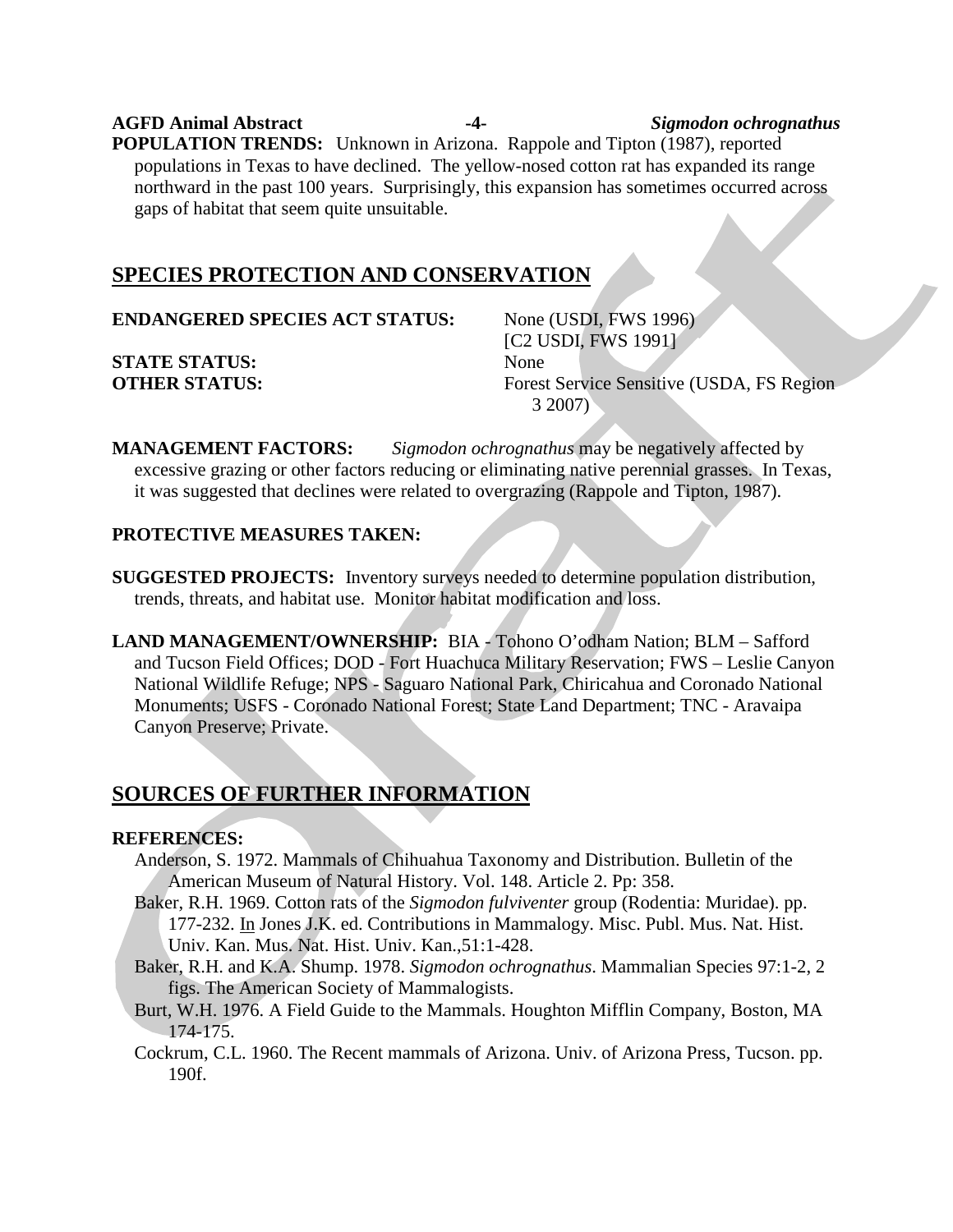**POPULATION TRENDS:** Unknown in Arizona. Rappole and Tipton (1987), reported populations in Texas to have declined. The yellow-nosed cotton rat has expanded its range northward in the past 100 years. Surprisingly, this expansion has sometimes occurred across gaps of habitat that seem quite unsuitable.

## SPECIES PROTECTION AND CONSERVATION

**ENDANGERED SPECIES ACT STATUS:** None (USDI, FWS 1996) [C2 USDI, FWS 1991]

**STATE STATUS:** None

**OTHER STATUS:** Forest Service Sensitive (USDA, FS Region 3 2007)

**MANAGEMENT FACTORS:** *Sigmodon ochrognathus* may be negatively affected by excessive grazing or other factors reducing or eliminating native perennial grasses. In Texas, it was suggested that declines were related to overgrazing (Rappole and Tipton, 1987).

**PROTECTIVE MEASURES TAKEN:**

**SUGGESTED PROJECTS:** Inventory surveys needed to determine population distribution, trends, threats, and habitat use. Monitor habitat modification and loss.

**LAND MANAGEMENT/OWNERSHIP:** BIA - Tohono O'odham Nation; BLM – Safford and Tucson Field Offices; DOD - Fort Huachuca Military Reservation; FWS – Leslie Canyon National Wildlife Refuge; NPS - Saguaro National Park, Chiricahua and Coronado National Monuments; USFS - Coronado National Forest; State Land Department; TNC - Aravaipa Canyon Preserve; Private.

## SOURCES OF FURTHER INFORMATION

**REFERENCES:**

Anderson, S. 1972. Mammals of Chihuahua Taxonomy and Distribution. Bulletin of the American Museum of Natural History. Vol. 148. Article 2. Pp: 358.

Baker, R.H. 1969. Cotton rats of the *Sigmodon fulviventer* group (Rodentia: Muridae). pp. 177-232. In Jones J.K. ed. Contributions in Mammalogy. Misc. Publ. Mus. Nat. Hist. Univ. Kan. Mus. Nat. Hist. Univ. Kan.,51:1-428.

Baker, R.H. and K.A. Shump. 1978. *Sigmodon ochrognathus*. Mammalian Species 97:1-2, 2 figs. The American Society of Mammalogists.

Burt, W.H. 1976. A Field Guide to the Mammals. Houghton Mifflin Company, Boston, MA 174-175.

Cockrum, C.L. 1960. The Recent mammals of Arizona. Univ. of Arizona Press, Tucson. pp. 190f.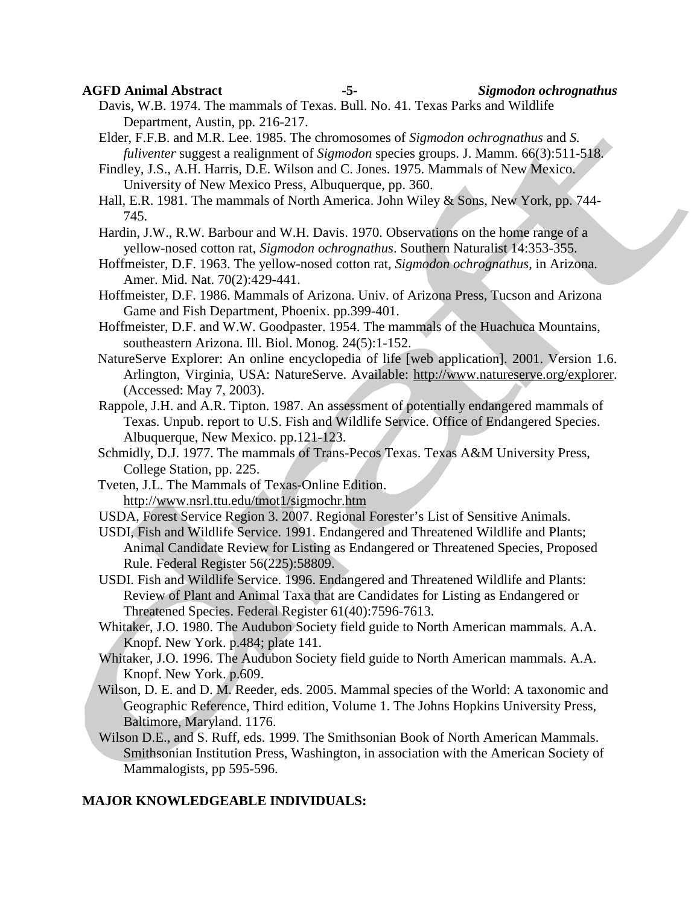Davis, W.B. 1974. The mammals of Texas. Bull. No. 41. Texas Parks and Wildlife Department, Austin, pp. 216-217.

Elder, F.F.B. and M.R. Lee. 1985. The chromosomes of *Sigmodon ochrognathus* and *S. fulivente*r suggest a realignment of *Sigmodon* species groups. J. Mamm. 66(3):511-518.

Findley, J.S., A.H. Harris, D.E. Wilson and C. Jones. 1975. Mammals of New Mexico. University of New Mexico Press, Albuquerque, pp. 360.

Hall, E.R. 1981. The mammals of North America. John Wiley & Sons, New York, pp. 744-745.

Hardin, J.W., R.W. Barbour and W.H. Davis. 1970. Observations on the home range of a yellow-nosed cotton rat, *Sigmodon ochrognathus*. Southern Naturalist 14:353-355.

Hoffmeister, D.F. 1963. The yellow-nosed cotton rat, *Sigmodon ochrognathus*, in Arizona. Amer. Mid. Nat. 70(2):429-441.

Hoffmeister, D.F. 1986. Mammals of Arizona. Univ. of Arizona Press, Tucson and Arizona Game and Fish Department, Phoenix. pp.399-401.

Hoffmeister, D.F. and W.W. Goodpaster. 1954. The mammals of the Huachuca Mountains, southeastern Arizona. Ill. Biol. Monog. 24(5):1-152.

NatureServe Explorer: An online encyclopedia of life [web application]. 2001. Version 1.6. Arlington, Virginia, USA: NatureServe. Available: http://www.natureserve.org/explorer. (Accessed: May 7, 2003).

Rappole, J.H. and A.R. Tipton. 1987. An assessment of potentially endangered mammals of Texas. Unpub. report to U.S. Fish and Wildlife Service. Office of Endangered Species. Albuquerque, New Mexico. pp.121-123.

Schmidly, D.J. 1977. The mammals of Trans-Pecos Texas. Texas A&M University Press, College Station, pp. 225.

Tveten, J.L. The Mammals of Texas-Online Edition. http://www.nsrl.ttu.edu/tmot1/sigmochr.htm

USDA, Forest Service Region 3. 2007. Regional Forester's List of Sensitive Animals.

USDI, Fish and Wildlife Service. 1991. Endangered and Threatened Wildlife and Plants; Animal Candidate Review for Listing as Endangered or Threatened Species, Proposed Rule. Federal Register 56(225):58809.

USDI. Fish and Wildlife Service. 1996. Endangered and Threatened Wildlife and Plants: Review of Plant and Animal Taxa that are Candidates for Listing as Endangered or Threatened Species. Federal Register 61(40):7596-7613.

Whitaker, J.O. 1980. The Audubon Society field guide to North American mammals. A.A. Knopf. New York. p.484; plate 141.

Whitaker, J.O. 1996. The Audubon Society field guide to North American mammals. A.A. Knopf. New York. p.609.

Wilson, D. E. and D. M. Reeder, eds. 2005. Mammal species of the World: A taxonomic and Geographic Reference, Third edition, Volume 1. The Johns Hopkins University Press, Baltimore, Maryland. 1176.

Wilson D.E., and S. Ruff, eds. 1999. The Smithsonian Book of North American Mammals. Smithsonian Institution Press, Washington, in association with the American Society of Mammalogists, pp 595-596.

## MAJOR KNOWLEDGEABLE INDIVIDUALS: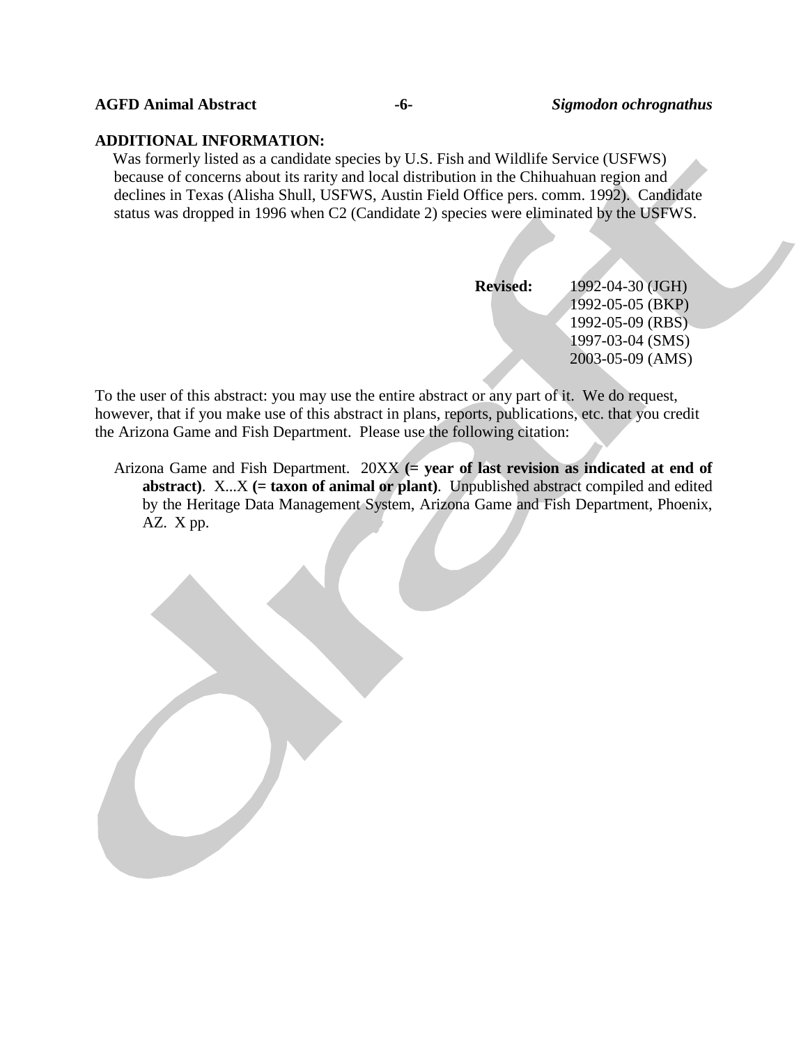**ADDITIONAL INFORMATION:**

Was formerly listed as a candidate species by U.S. Fish and Wildlife Service (USFWS) because of concerns about its rarity and local distribution in the Chihuahuan region and declines in Texas (Alisha Shull, USFWS, Austin Field Office pers. comm. 1992). Candidate status was dropped in 1996 when C2 (Candidate 2) species were eliminated by the USFWS.

**Revised:** 1992-04-30 (JGH)
1992-05-05 (BKP)
1992-05-09 (RBS)
1997-03-04 (SMS)
2003-05-09 (AMS)

To the user of this abstract: you may use the entire abstract or any part of it. We do request, however, that if you make use of this abstract in plans, reports, publications, etc. that you credit the Arizona Game and Fish Department. Please use the following citation:

Arizona Game and Fish Department. 20XX **(= year of last revision as indicated at end of abstract)**. X...X **(= taxon of animal or plant)**. Unpublished abstract compiled and edited by the Heritage Data Management System, Arizona Game and Fish Department, Phoenix, AZ. X pp.